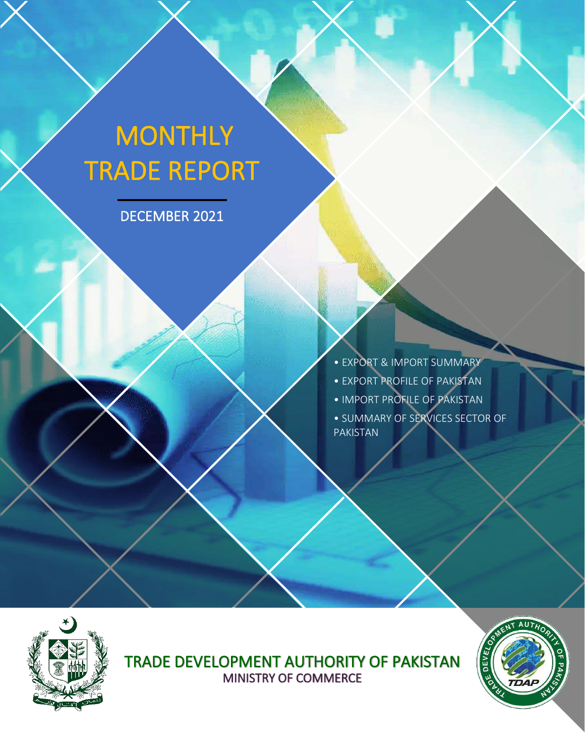# MONTHLY TRADE REPORT

DECEMBER 2021

- EXPORT & IMPORT SUMMARY
- EXPORT PROFILE OF PAKISTAN
- IMPORT PROFILE OF PAKISTAN
- SUMMARY OF SERVICES SECTOR OF PAKISTAN

TRADE DEVELOPMENT AUTHORITY OF PAKISTAN

MINISTRY OF COMMERCE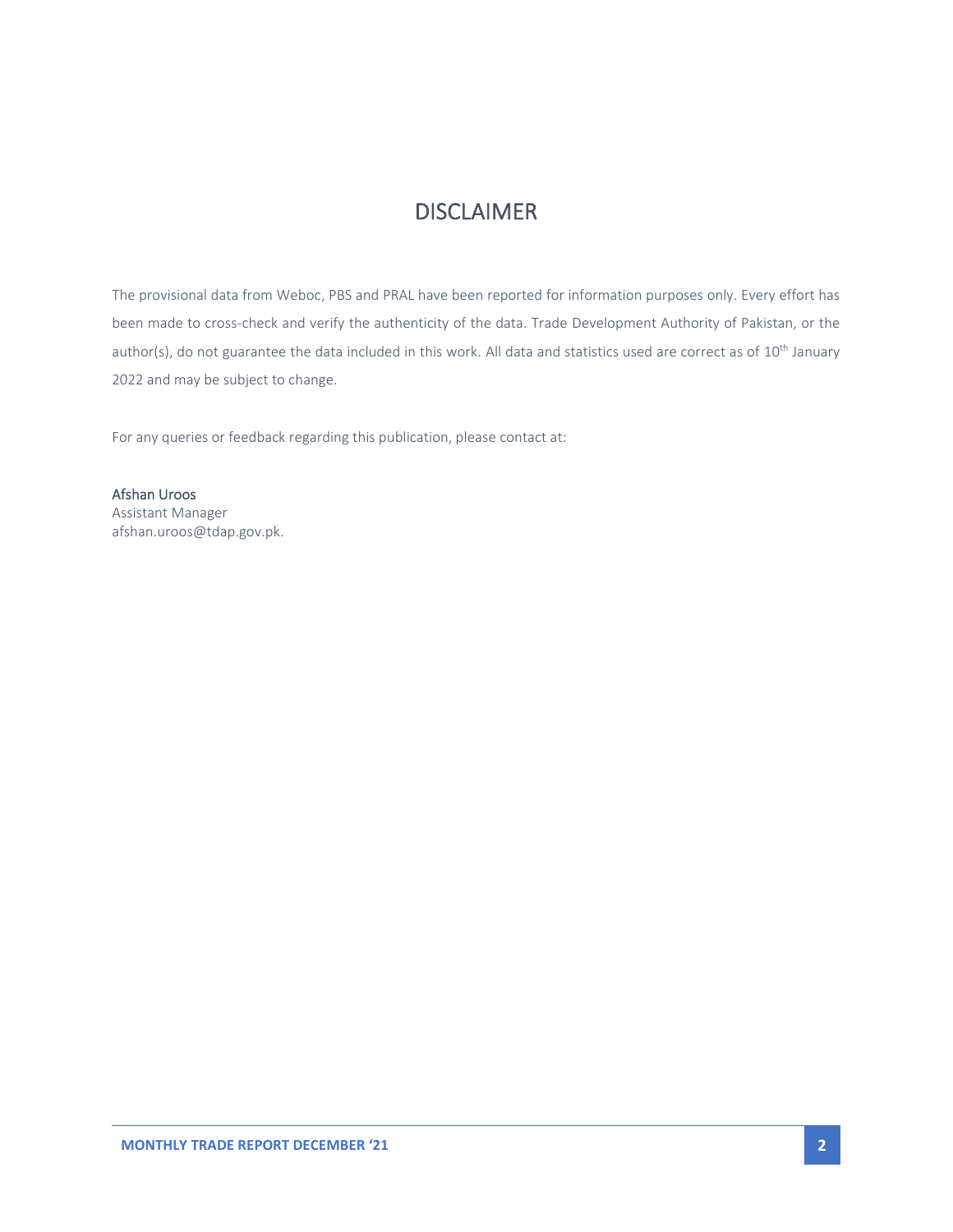# DISCLAIMER

The provisional data from Weboc, PBS and PRAL have been reported for information purposes only. Every effort has been made to cross-check and verify the authenticity of the data. Trade Development Authority of Pakistan, or the author(s), do not guarantee the data included in this work. All data and statistics used are correct as of 10th January 2022 and may be subject to change.

For any queries or feedback regarding this publication, please contact at:

**Afshan Uroos**
Assistant Manager
afshan.uroos@tdap.gov.pk.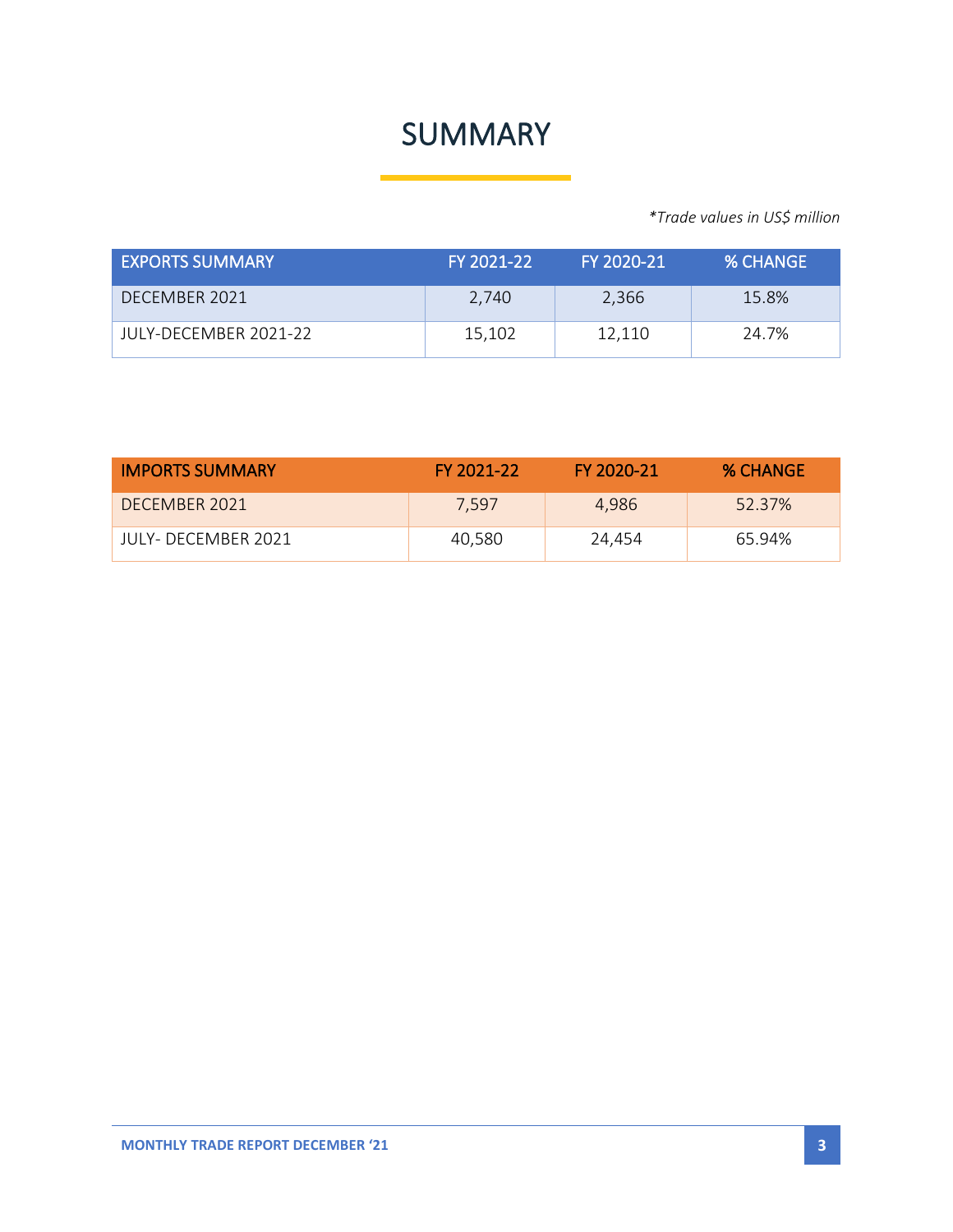# SUMMARY

*\*Trade values in US$ million*

| EXPORTS SUMMARY | FY 2021-22 | FY 2020-21 | % CHANGE |
|---|---|---|---|
| DECEMBER 2021 | 2,740 | 2,366 | 15.8% |
| JULY-DECEMBER 2021-22 | 15,102 | 12,110 | 24.7% |

| IMPORTS SUMMARY | FY 2021-22 | FY 2020-21 | % CHANGE |
|---|---|---|---|
| DECEMBER 2021 | 7,597 | 4,986 | 52.37% |
| JULY- DECEMBER 2021 | 40,580 | 24,454 | 65.94% |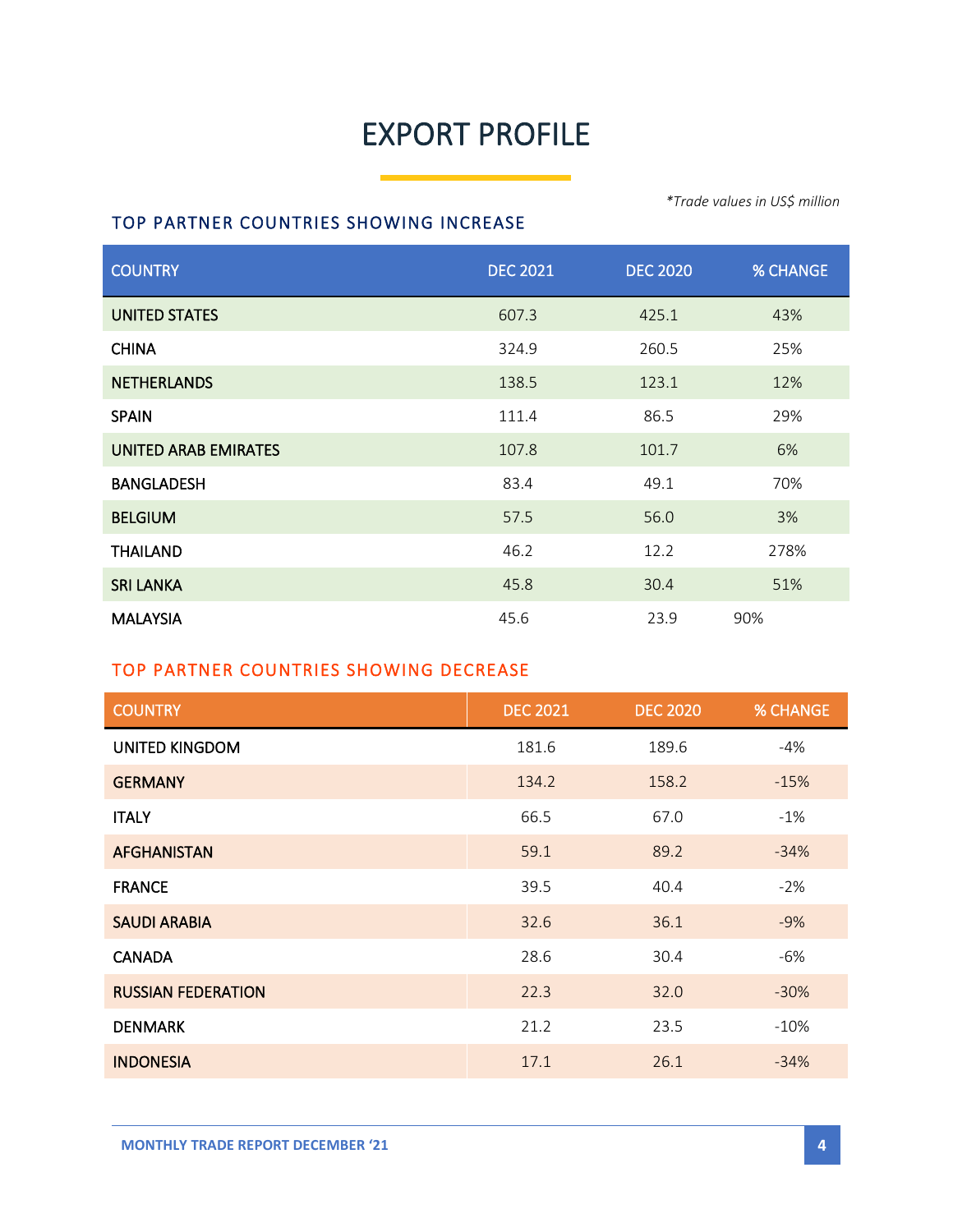# EXPORT PROFILE

*\*Trade values in US$ million*

## TOP PARTNER COUNTRIES SHOWING INCREASE

| COUNTRY | DEC 2021 | DEC 2020 | % CHANGE |
|---|---|---|---|
| UNITED STATES | 607.3 | 425.1 | 43% |
| CHINA | 324.9 | 260.5 | 25% |
| NETHERLANDS | 138.5 | 123.1 | 12% |
| SPAIN | 111.4 | 86.5 | 29% |
| UNITED ARAB EMIRATES | 107.8 | 101.7 | 6% |
| BANGLADESH | 83.4 | 49.1 | 70% |
| BELGIUM | 57.5 | 56.0 | 3% |
| THAILAND | 46.2 | 12.2 | 278% |
| SRI LANKA | 45.8 | 30.4 | 51% |
| MALAYSIA | 45.6 | 23.9 | 90% |

## TOP PARTNER COUNTRIES SHOWING DECREASE

| COUNTRY | DEC 2021 | DEC 2020 | % CHANGE |
|---|---|---|---|
| UNITED KINGDOM | 181.6 | 189.6 | -4% |
| GERMANY | 134.2 | 158.2 | -15% |
| ITALY | 66.5 | 67.0 | -1% |
| AFGHANISTAN | 59.1 | 89.2 | -34% |
| FRANCE | 39.5 | 40.4 | -2% |
| SAUDI ARABIA | 32.6 | 36.1 | -9% |
| CANADA | 28.6 | 30.4 | -6% |
| RUSSIAN FEDERATION | 22.3 | 32.0 | -30% |
| DENMARK | 21.2 | 23.5 | -10% |
| INDONESIA | 17.1 | 26.1 | -34% |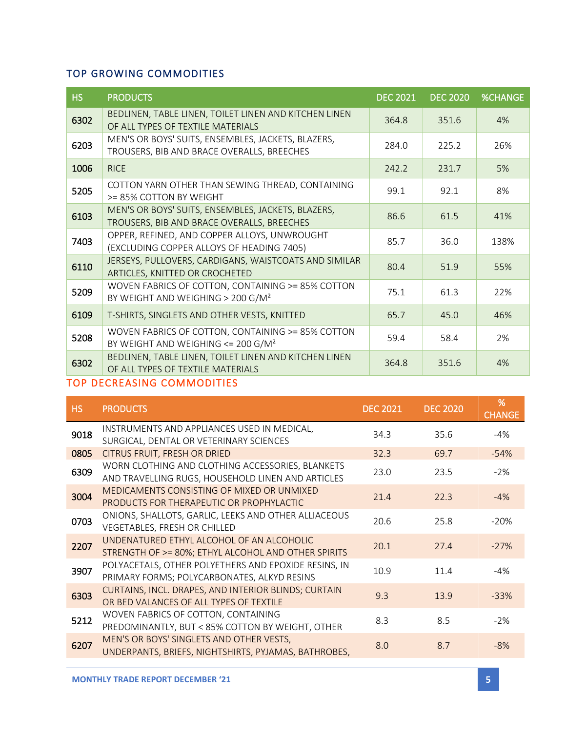## TOP GROWING COMMODITIES

| HS | PRODUCTS | DEC 2021 | DEC 2020 | %CHANGE |
|---|---|---|---|---|
| 6302 | BEDLINEN, TABLE LINEN, TOILET LINEN AND KITCHEN LINEN OF ALL TYPES OF TEXTILE MATERIALS | 364.8 | 351.6 | 4% |
| 6203 | MEN'S OR BOYS' SUITS, ENSEMBLES, JACKETS, BLAZERS, TROUSERS, BIB AND BRACE OVERALLS, BREECHES | 284.0 | 225.2 | 26% |
| 1006 | RICE | 242.2 | 231.7 | 5% |
| 5205 | COTTON YARN OTHER THAN SEWING THREAD, CONTAINING >= 85% COTTON BY WEIGHT | 99.1 | 92.1 | 8% |
| 6103 | MEN'S OR BOYS' SUITS, ENSEMBLES, JACKETS, BLAZERS, TROUSERS, BIB AND BRACE OVERALLS, BREECHES | 86.6 | 61.5 | 41% |
| 7403 | OPPER, REFINED, AND COPPER ALLOYS, UNWROUGHT (EXCLUDING COPPER ALLOYS OF HEADING 7405) | 85.7 | 36.0 | 138% |
| 6110 | JERSEYS, PULLOVERS, CARDIGANS, WAISTCOATS AND SIMILAR ARTICLES, KNITTED OR CROCHETED | 80.4 | 51.9 | 55% |
| 5209 | WOVEN FABRICS OF COTTON, CONTAINING >= 85% COTTON BY WEIGHT AND WEIGHING > 200 G/M² | 75.1 | 61.3 | 22% |
| 6109 | T-SHIRTS, SINGLETS AND OTHER VESTS, KNITTED | 65.7 | 45.0 | 46% |
| 5208 | WOVEN FABRICS OF COTTON, CONTAINING >= 85% COTTON BY WEIGHT AND WEIGHING <= 200 G/M² | 59.4 | 58.4 | 2% |
| 6302 | BEDLINEN, TABLE LINEN, TOILET LINEN AND KITCHEN LINEN OF ALL TYPES OF TEXTILE MATERIALS | 364.8 | 351.6 | 4% |

## TOP DECREASING COMMODITIES

| HS | PRODUCTS | DEC 2021 | DEC 2020 | % CHANGE |
|---|---|---|---|---|
| 9018 | INSTRUMENTS AND APPLIANCES USED IN MEDICAL, SURGICAL, DENTAL OR VETERINARY SCIENCES | 34.3 | 35.6 | -4% |
| 0805 | CITRUS FRUIT, FRESH OR DRIED | 32.3 | 69.7 | -54% |
| 6309 | WORN CLOTHING AND CLOTHING ACCESSORIES, BLANKETS AND TRAVELLING RUGS, HOUSEHOLD LINEN AND ARTICLES | 23.0 | 23.5 | -2% |
| 3004 | MEDICAMENTS CONSISTING OF MIXED OR UNMIXED PRODUCTS FOR THERAPEUTIC OR PROPHYLACTIC | 21.4 | 22.3 | -4% |
| 0703 | ONIONS, SHALLOTS, GARLIC, LEEKS AND OTHER ALLIACEOUS VEGETABLES, FRESH OR CHILLED | 20.6 | 25.8 | -20% |
| 2207 | UNDENATURED ETHYL ALCOHOL OF AN ALCOHOLIC STRENGTH OF >= 80%; ETHYL ALCOHOL AND OTHER SPIRITS | 20.1 | 27.4 | -27% |
| 3907 | POLYACETALS, OTHER POLYETHERS AND EPOXIDE RESINS, IN PRIMARY FORMS; POLYCARBONATES, ALKYD RESINS | 10.9 | 11.4 | -4% |
| 6303 | CURTAINS, INCL. DRAPES, AND INTERIOR BLINDS; CURTAIN OR BED VALANCES OF ALL TYPES OF TEXTILE | 9.3 | 13.9 | -33% |
| 5212 | WOVEN FABRICS OF COTTON, CONTAINING PREDOMINANTLY, BUT < 85% COTTON BY WEIGHT, OTHER | 8.3 | 8.5 | -2% |
| 6207 | MEN'S OR BOYS' SINGLETS AND OTHER VESTS, UNDERPANTS, BRIEFS, NIGHTSHIRTS, PYJAMAS, BATHROBES, | 8.0 | 8.7 | -8% |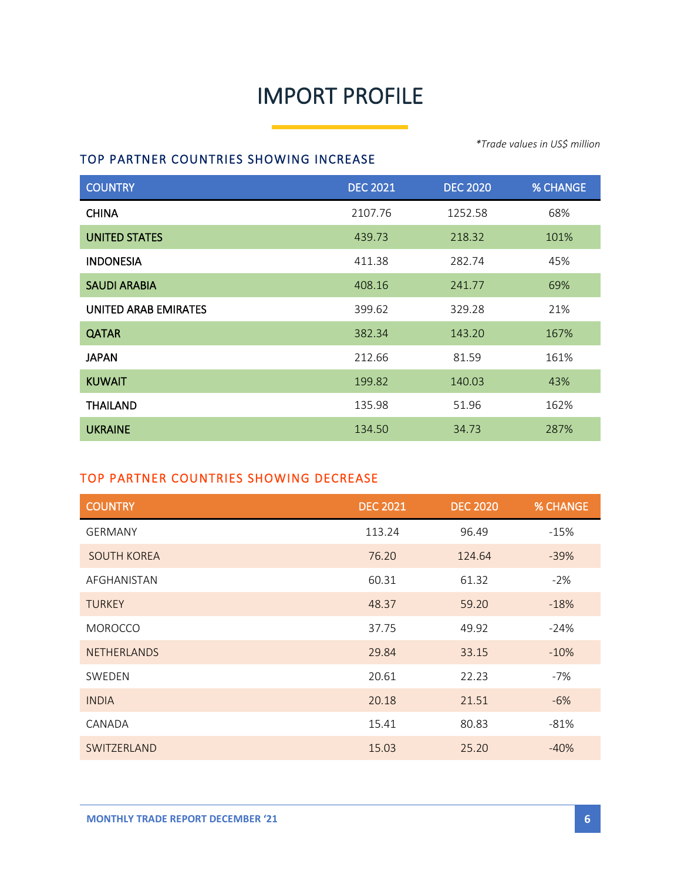# IMPORT PROFILE

*\*Trade values in US$ million*

## TOP PARTNER COUNTRIES SHOWING INCREASE

| COUNTRY | DEC 2021 | DEC 2020 | % CHANGE |
|---|---|---|---|
| CHINA | 2107.76 | 1252.58 | 68% |
| UNITED STATES | 439.73 | 218.32 | 101% |
| INDONESIA | 411.38 | 282.74 | 45% |
| SAUDI ARABIA | 408.16 | 241.77 | 69% |
| UNITED ARAB EMIRATES | 399.62 | 329.28 | 21% |
| QATAR | 382.34 | 143.20 | 167% |
| JAPAN | 212.66 | 81.59 | 161% |
| KUWAIT | 199.82 | 140.03 | 43% |
| THAILAND | 135.98 | 51.96 | 162% |
| UKRAINE | 134.50 | 34.73 | 287% |

## TOP PARTNER COUNTRIES SHOWING DECREASE

| COUNTRY | DEC 2021 | DEC 2020 | % CHANGE |
|---|---|---|---|
| GERMANY | 113.24 | 96.49 | -15% |
| SOUTH KOREA | 76.20 | 124.64 | -39% |
| AFGHANISTAN | 60.31 | 61.32 | -2% |
| TURKEY | 48.37 | 59.20 | -18% |
| MOROCCO | 37.75 | 49.92 | -24% |
| NETHERLANDS | 29.84 | 33.15 | -10% |
| SWEDEN | 20.61 | 22.23 | -7% |
| INDIA | 20.18 | 21.51 | -6% |
| CANADA | 15.41 | 80.83 | -81% |
| SWITZERLAND | 15.03 | 25.20 | -40% |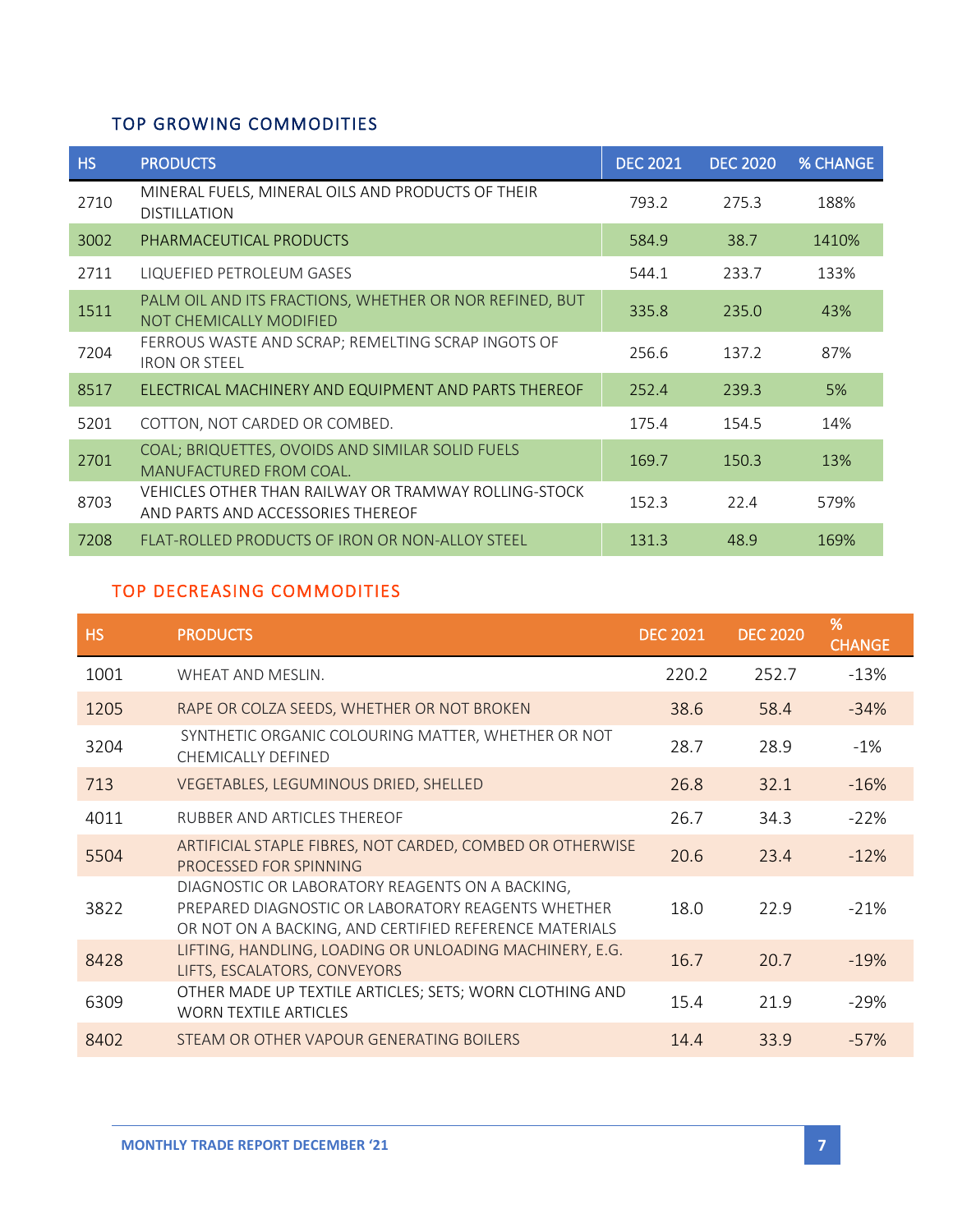## TOP GROWING COMMODITIES

| HS | PRODUCTS | DEC 2021 | DEC 2020 | % CHANGE |
|---|---|---|---|---|
| 2710 | MINERAL FUELS, MINERAL OILS AND PRODUCTS OF THEIR DISTILLATION | 793.2 | 275.3 | 188% |
| 3002 | PHARMACEUTICAL PRODUCTS | 584.9 | 38.7 | 1410% |
| 2711 | LIQUEFIED PETROLEUM GASES | 544.1 | 233.7 | 133% |
| 1511 | PALM OIL AND ITS FRACTIONS, WHETHER OR NOR REFINED, BUT NOT CHEMICALLY MODIFIED | 335.8 | 235.0 | 43% |
| 7204 | FERROUS WASTE AND SCRAP; REMELTING SCRAP INGOTS OF IRON OR STEEL | 256.6 | 137.2 | 87% |
| 8517 | ELECTRICAL MACHINERY AND EQUIPMENT AND PARTS THEREOF | 252.4 | 239.3 | 5% |
| 5201 | COTTON, NOT CARDED OR COMBED. | 175.4 | 154.5 | 14% |
| 2701 | COAL; BRIQUETTES, OVOIDS AND SIMILAR SOLID FUELS MANUFACTURED FROM COAL. | 169.7 | 150.3 | 13% |
| 8703 | VEHICLES OTHER THAN RAILWAY OR TRAMWAY ROLLING-STOCK AND PARTS AND ACCESSORIES THEREOF | 152.3 | 22.4 | 579% |
| 7208 | FLAT-ROLLED PRODUCTS OF IRON OR NON-ALLOY STEEL | 131.3 | 48.9 | 169% |

## TOP DECREASING COMMODITIES

| HS | PRODUCTS | DEC 2021 | DEC 2020 | % CHANGE |
|---|---|---|---|---|
| 1001 | WHEAT AND MESLIN. | 220.2 | 252.7 | -13% |
| 1205 | RAPE OR COLZA SEEDS, WHETHER OR NOT BROKEN | 38.6 | 58.4 | -34% |
| 3204 | SYNTHETIC ORGANIC COLOURING MATTER, WHETHER OR NOT CHEMICALLY DEFINED | 28.7 | 28.9 | -1% |
| 713 | VEGETABLES, LEGUMINOUS DRIED, SHELLED | 26.8 | 32.1 | -16% |
| 4011 | RUBBER AND ARTICLES THEREOF | 26.7 | 34.3 | -22% |
| 5504 | ARTIFICIAL STAPLE FIBRES, NOT CARDED, COMBED OR OTHERWISE PROCESSED FOR SPINNING | 20.6 | 23.4 | -12% |
| 3822 | DIAGNOSTIC OR LABORATORY REAGENTS ON A BACKING, PREPARED DIAGNOSTIC OR LABORATORY REAGENTS WHETHER OR NOT ON A BACKING, AND CERTIFIED REFERENCE MATERIALS | 18.0 | 22.9 | -21% |
| 8428 | LIFTING, HANDLING, LOADING OR UNLOADING MACHINERY, E.G. LIFTS, ESCALATORS, CONVEYORS | 16.7 | 20.7 | -19% |
| 6309 | OTHER MADE UP TEXTILE ARTICLES; SETS; WORN CLOTHING AND WORN TEXTILE ARTICLES | 15.4 | 21.9 | -29% |
| 8402 | STEAM OR OTHER VAPOUR GENERATING BOILERS | 14.4 | 33.9 | -57% |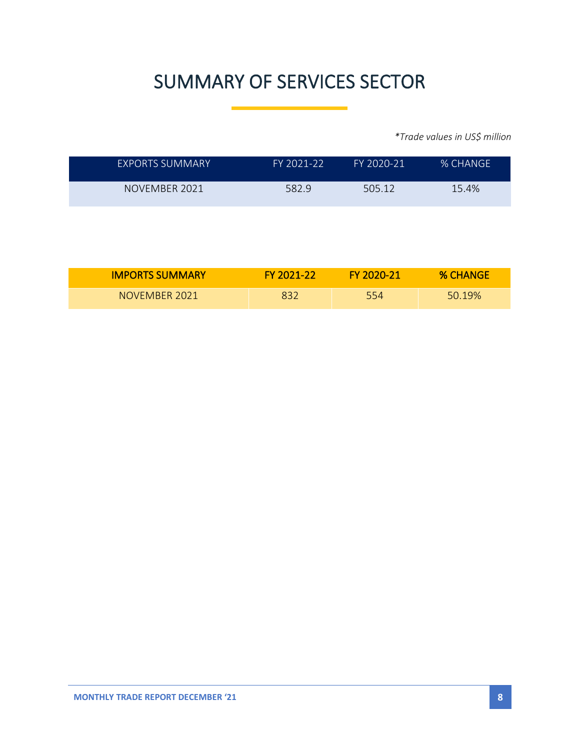# SUMMARY OF SERVICES SECTOR

*\*Trade values in US$ million*

| EXPORTS SUMMARY | FY 2021-22 | FY 2020-21 | % CHANGE |
|---|---|---|---|
| NOVEMBER 2021 | 582.9 | 505.12 | 15.4% |

| IMPORTS SUMMARY | FY 2021-22 | FY 2020-21 | % CHANGE |
|---|---|---|---|
| NOVEMBER 2021 | 832 | 554 | 50.19% |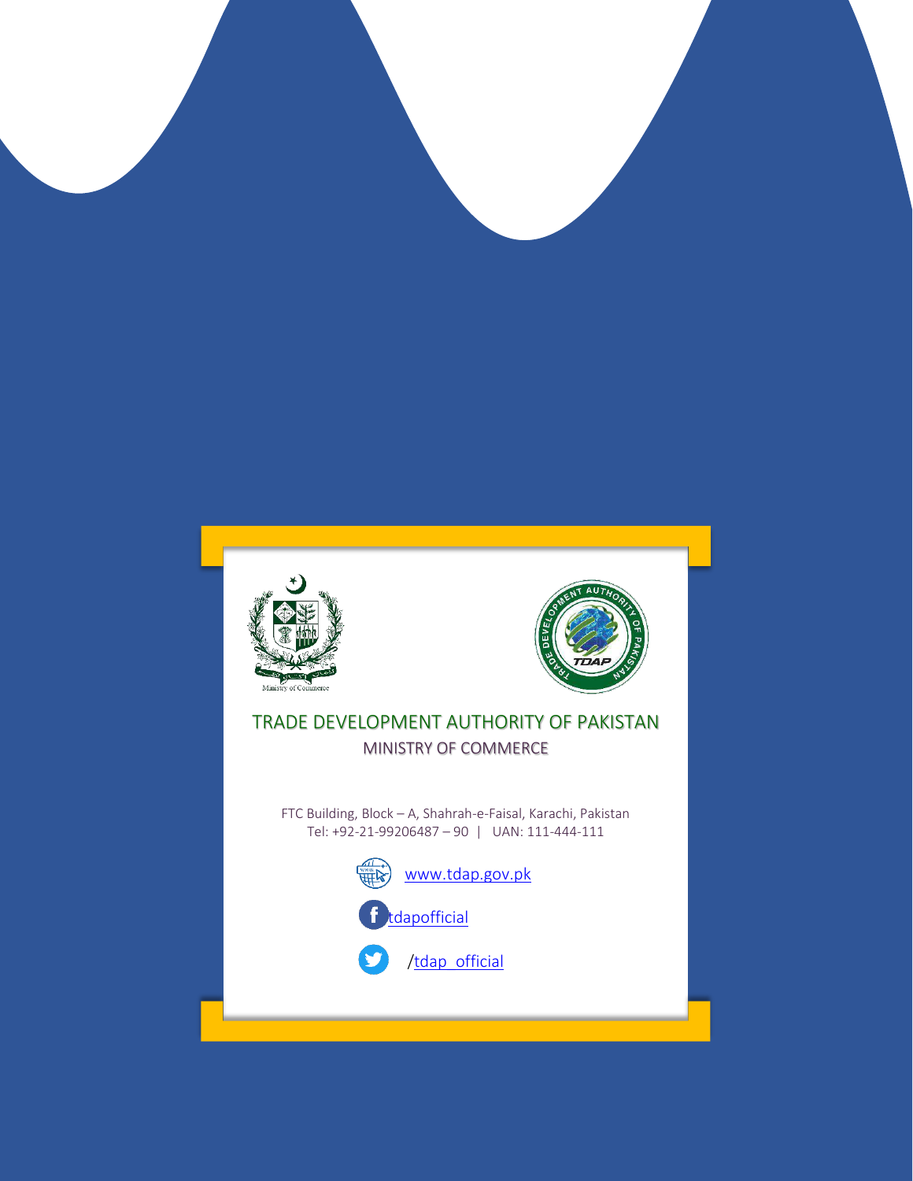Ministry of Commerce

TRADE DEVELOPMENT AUTHORITY OF PAKISTAN

MINISTRY OF COMMERCE

FTC Building, Block – A, Shahrah-e-Faisal, Karachi, Pakistan

Tel: +92-21-99206487 – 90 | UAN: 111-444-111

www.tdap.gov.pk

tdapofficial

/tdap_official